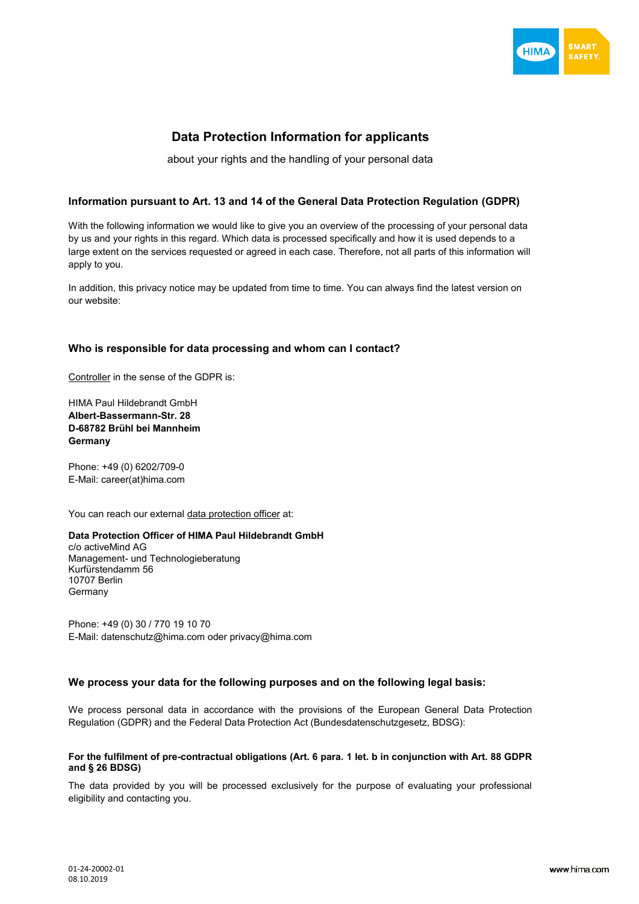# Data Protection Information for applicants

about your rights and the handling of your personal data

## Information pursuant to Art. 13 and 14 of the General Data Protection Regulation (GDPR)

With the following information we would like to give you an overview of the processing of your personal data by us and your rights in this regard. Which data is processed specifically and how it is used depends to a large extent on the services requested or agreed in each case. Therefore, not all parts of this information will apply to you.

In addition, this privacy notice may be updated from time to time. You can always find the latest version on our website:

## Who is responsible for data processing and whom can I contact?

Controller in the sense of the GDPR is:

HIMA Paul Hildebrandt GmbH
**Albert-Bassermann-Str. 28**
**D-68782 Brühl bei Mannheim**
**Germany**

Phone: +49 (0) 6202/709-0
E-Mail: career(at)hima.com

You can reach our external data protection officer at:

**Data Protection Officer of HIMA Paul Hildebrandt GmbH**
c/o activeMind AG
Management- und Technologieberatung
Kurfürstendamm 56
10707 Berlin
Germany

Phone: +49 (0) 30 / 770 19 10 70
E-Mail: datenschutz@hima.com oder privacy@hima.com

## We process your data for the following purposes and on the following legal basis:

We process personal data in accordance with the provisions of the European General Data Protection Regulation (GDPR) and the Federal Data Protection Act (Bundesdatenschutzgesetz, BDSG):

### For the fulfilment of pre-contractual obligations (Art. 6 para. 1 let. b in conjunction with Art. 88 GDPR and § 26 BDSG)

The data provided by you will be processed exclusively for the purpose of evaluating your professional eligibility and contacting you.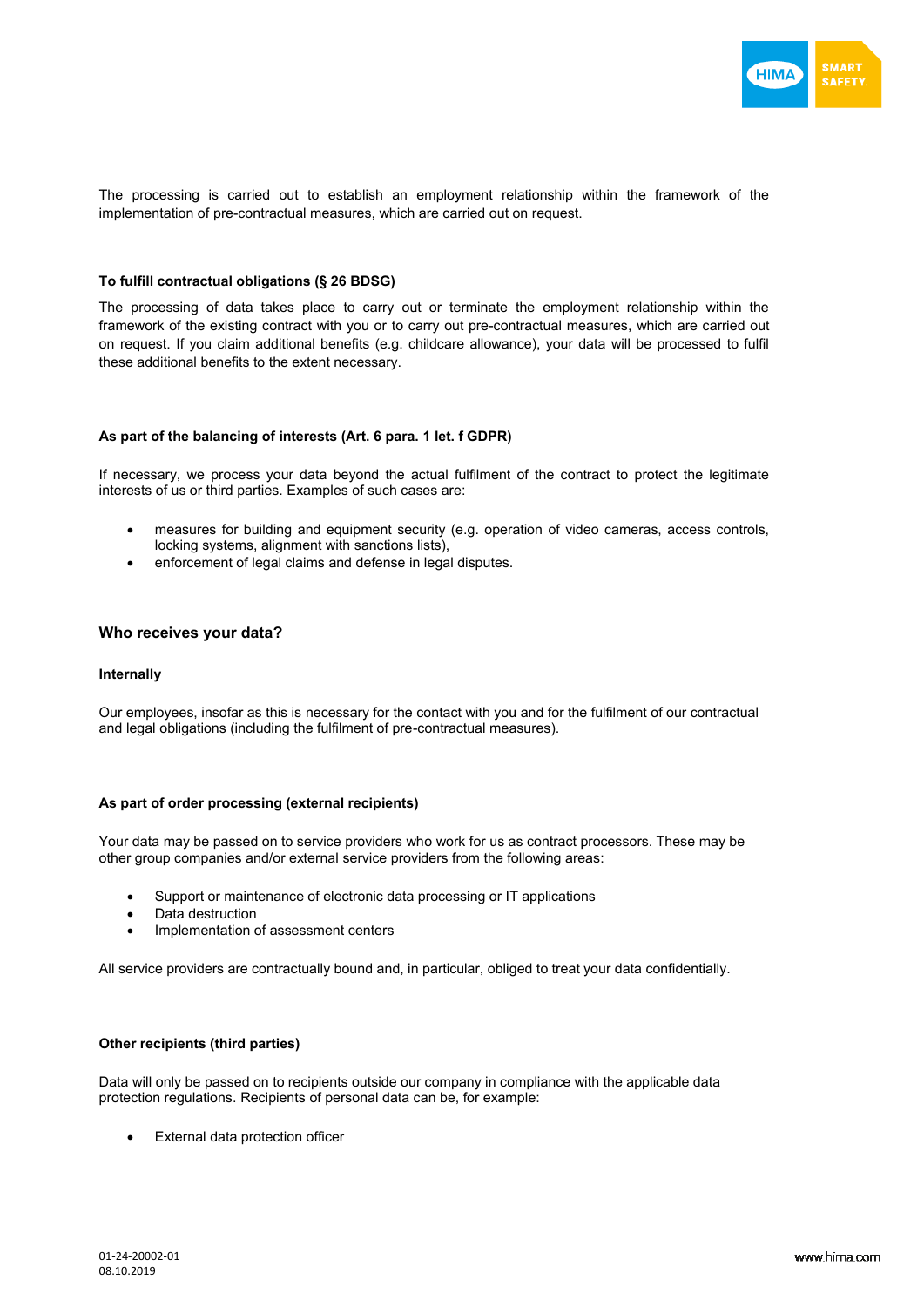The processing is carried out to establish an employment relationship within the framework of the implementation of pre-contractual measures, which are carried out on request.

#### To fulfill contractual obligations (§ 26 BDSG)

The processing of data takes place to carry out or terminate the employment relationship within the framework of the existing contract with you or to carry out pre-contractual measures, which are carried out on request. If you claim additional benefits (e.g. childcare allowance), your data will be processed to fulfil these additional benefits to the extent necessary.

#### As part of the balancing of interests (Art. 6 para. 1 let. f GDPR)

If necessary, we process your data beyond the actual fulfilment of the contract to protect the legitimate interests of us or third parties. Examples of such cases are:

- measures for building and equipment security (e.g. operation of video cameras, access controls, locking systems, alignment with sanctions lists),
- enforcement of legal claims and defense in legal disputes.

### Who receives your data?

#### Internally

Our employees, insofar as this is necessary for the contact with you and for the fulfilment of our contractual and legal obligations (including the fulfilment of pre-contractual measures).

#### As part of order processing (external recipients)

Your data may be passed on to service providers who work for us as contract processors. These may be other group companies and/or external service providers from the following areas:

- Support or maintenance of electronic data processing or IT applications
- Data destruction
- Implementation of assessment centers

All service providers are contractually bound and, in particular, obliged to treat your data confidentially.

#### Other recipients (third parties)

Data will only be passed on to recipients outside our company in compliance with the applicable data protection regulations. Recipients of personal data can be, for example:

- External data protection officer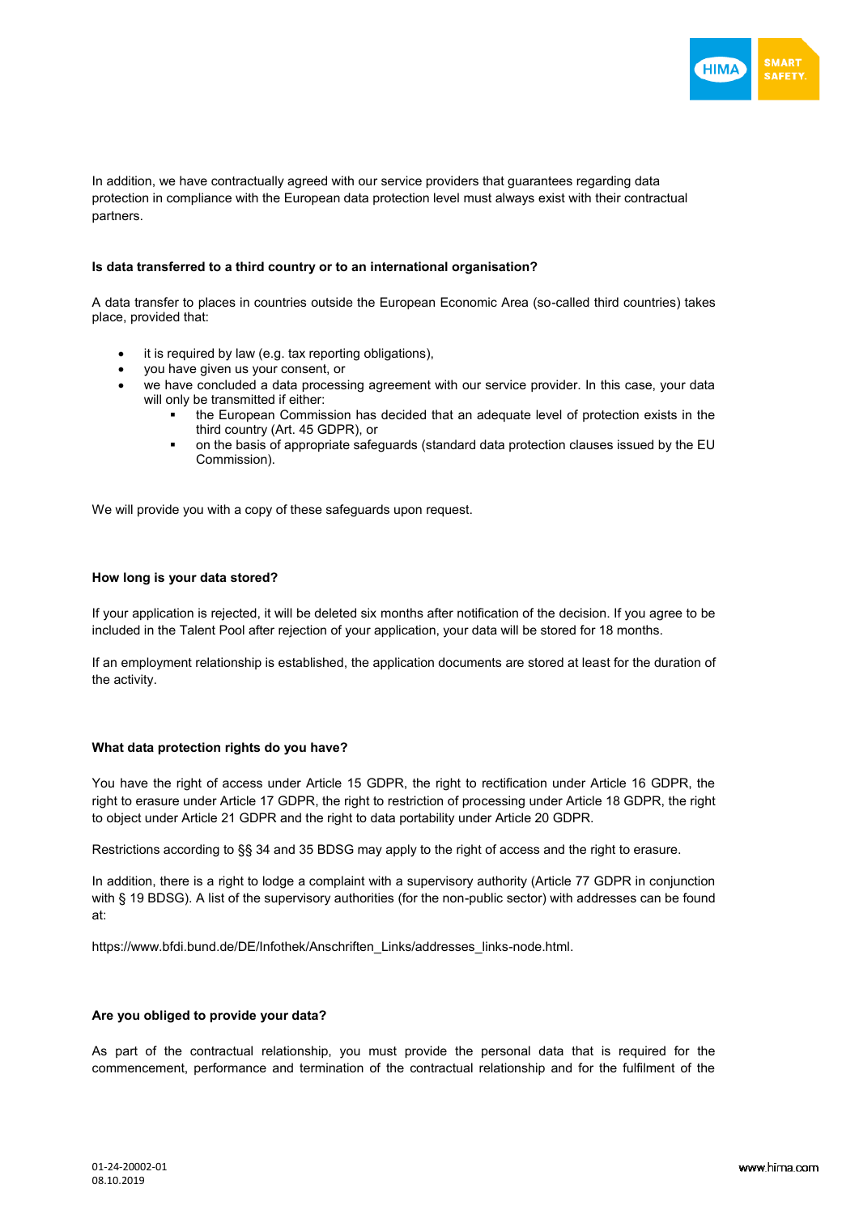In addition, we have contractually agreed with our service providers that guarantees regarding data protection in compliance with the European data protection level must always exist with their contractual partners.

**Is data transferred to a third country or to an international organisation?**

A data transfer to places in countries outside the European Economic Area (so-called third countries) takes place, provided that:

- it is required by law (e.g. tax reporting obligations),
- you have given us your consent, or
- we have concluded a data processing agreement with our service provider. In this case, your data will only be transmitted if either:
  - the European Commission has decided that an adequate level of protection exists in the third country (Art. 45 GDPR), or
  - on the basis of appropriate safeguards (standard data protection clauses issued by the EU Commission).

We will provide you with a copy of these safeguards upon request.

**How long is your data stored?**

If your application is rejected, it will be deleted six months after notification of the decision. If you agree to be included in the Talent Pool after rejection of your application, your data will be stored for 18 months.

If an employment relationship is established, the application documents are stored at least for the duration of the activity.

**What data protection rights do you have?**

You have the right of access under Article 15 GDPR, the right to rectification under Article 16 GDPR, the right to erasure under Article 17 GDPR, the right to restriction of processing under Article 18 GDPR, the right to object under Article 21 GDPR and the right to data portability under Article 20 GDPR.

Restrictions according to §§ 34 and 35 BDSG may apply to the right of access and the right to erasure.

In addition, there is a right to lodge a complaint with a supervisory authority (Article 77 GDPR in conjunction with § 19 BDSG). A list of the supervisory authorities (for the non-public sector) with addresses can be found at:

https://www.bfdi.bund.de/DE/Infothek/Anschriften_Links/addresses_links-node.html.

**Are you obliged to provide your data?**

As part of the contractual relationship, you must provide the personal data that is required for the commencement, performance and termination of the contractual relationship and for the fulfilment of the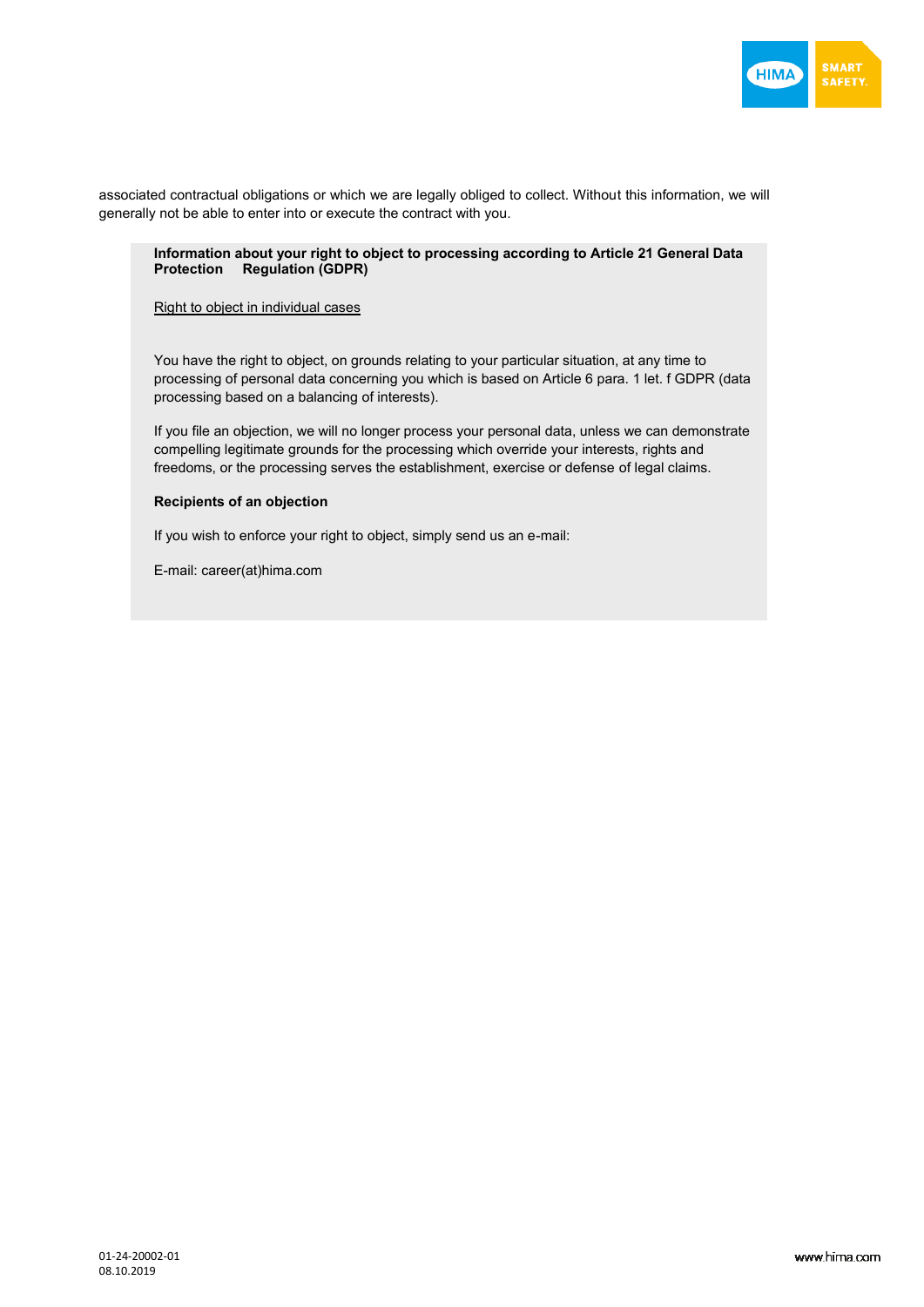associated contractual obligations or which we are legally obliged to collect. Without this information, we will generally not be able to enter into or execute the contract with you.

**Information about your right to object to processing according to Article 21 General Data Protection Regulation (GDPR)**

Right to object in individual cases

You have the right to object, on grounds relating to your particular situation, at any time to processing of personal data concerning you which is based on Article 6 para. 1 let. f GDPR (data processing based on a balancing of interests).

If you file an objection, we will no longer process your personal data, unless we can demonstrate compelling legitimate grounds for the processing which override your interests, rights and freedoms, or the processing serves the establishment, exercise or defense of legal claims.

**Recipients of an objection**

If you wish to enforce your right to object, simply send us an e-mail:

E-mail: career(at)hima.com